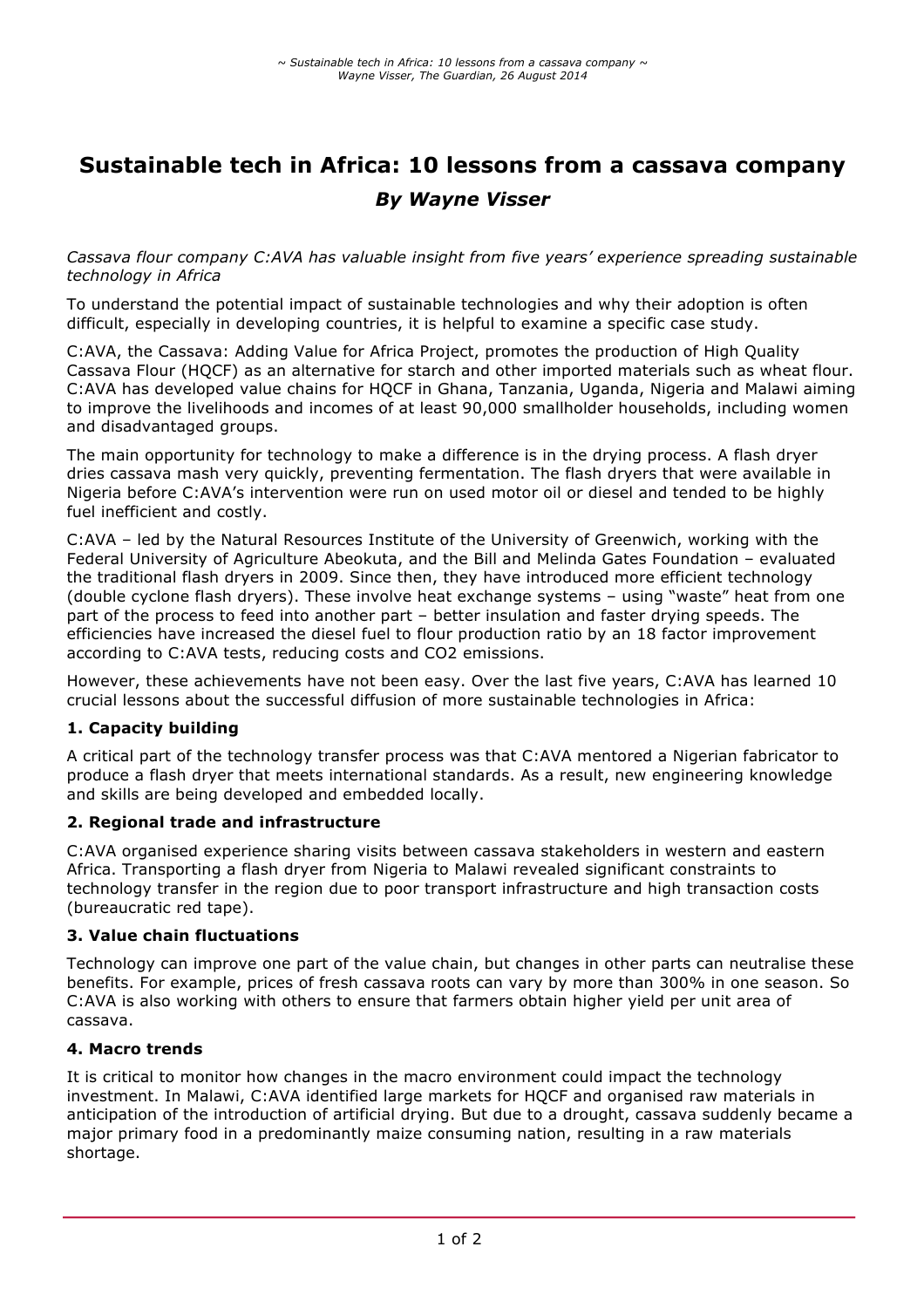# Sustainable tech in Africa: 10 lessons from a cassava company

***By Wayne Visser***

*Cassava flour company C:AVA has valuable insight from five years' experience spreading sustainable technology in Africa*

To understand the potential impact of sustainable technologies and why their adoption is often difficult, especially in developing countries, it is helpful to examine a specific case study.

C:AVA, the Cassava: Adding Value for Africa Project, promotes the production of High Quality Cassava Flour (HQCF) as an alternative for starch and other imported materials such as wheat flour. C:AVA has developed value chains for HQCF in Ghana, Tanzania, Uganda, Nigeria and Malawi aiming to improve the livelihoods and incomes of at least 90,000 smallholder households, including women and disadvantaged groups.

The main opportunity for technology to make a difference is in the drying process. A flash dryer dries cassava mash very quickly, preventing fermentation. The flash dryers that were available in Nigeria before C:AVA's intervention were run on used motor oil or diesel and tended to be highly fuel inefficient and costly.

C:AVA – led by the Natural Resources Institute of the University of Greenwich, working with the Federal University of Agriculture Abeokuta, and the Bill and Melinda Gates Foundation – evaluated the traditional flash dryers in 2009. Since then, they have introduced more efficient technology (double cyclone flash dryers). These involve heat exchange systems – using "waste" heat from one part of the process to feed into another part – better insulation and faster drying speeds. The efficiencies have increased the diesel fuel to flour production ratio by an 18 factor improvement according to C:AVA tests, reducing costs and $CO_2$ emissions.

However, these achievements have not been easy. Over the last five years, C:AVA has learned 10 crucial lessons about the successful diffusion of more sustainable technologies in Africa:

### 1. Capacity building

A critical part of the technology transfer process was that C:AVA mentored a Nigerian fabricator to produce a flash dryer that meets international standards. As a result, new engineering knowledge and skills are being developed and embedded locally.

### 2. Regional trade and infrastructure

C:AVA organised experience sharing visits between cassava stakeholders in western and eastern Africa. Transporting a flash dryer from Nigeria to Malawi revealed significant constraints to technology transfer in the region due to poor transport infrastructure and high transaction costs (bureaucratic red tape).

### 3. Value chain fluctuations

Technology can improve one part of the value chain, but changes in other parts can neutralise these benefits. For example, prices of fresh cassava roots can vary by more than 300% in one season. So C:AVA is also working with others to ensure that farmers obtain higher yield per unit area of cassava.

### 4. Macro trends

It is critical to monitor how changes in the macro environment could impact the technology investment. In Malawi, C:AVA identified large markets for HQCF and organised raw materials in anticipation of the introduction of artificial drying. But due to a drought, cassava suddenly became a major primary food in a predominantly maize consuming nation, resulting in a raw materials shortage.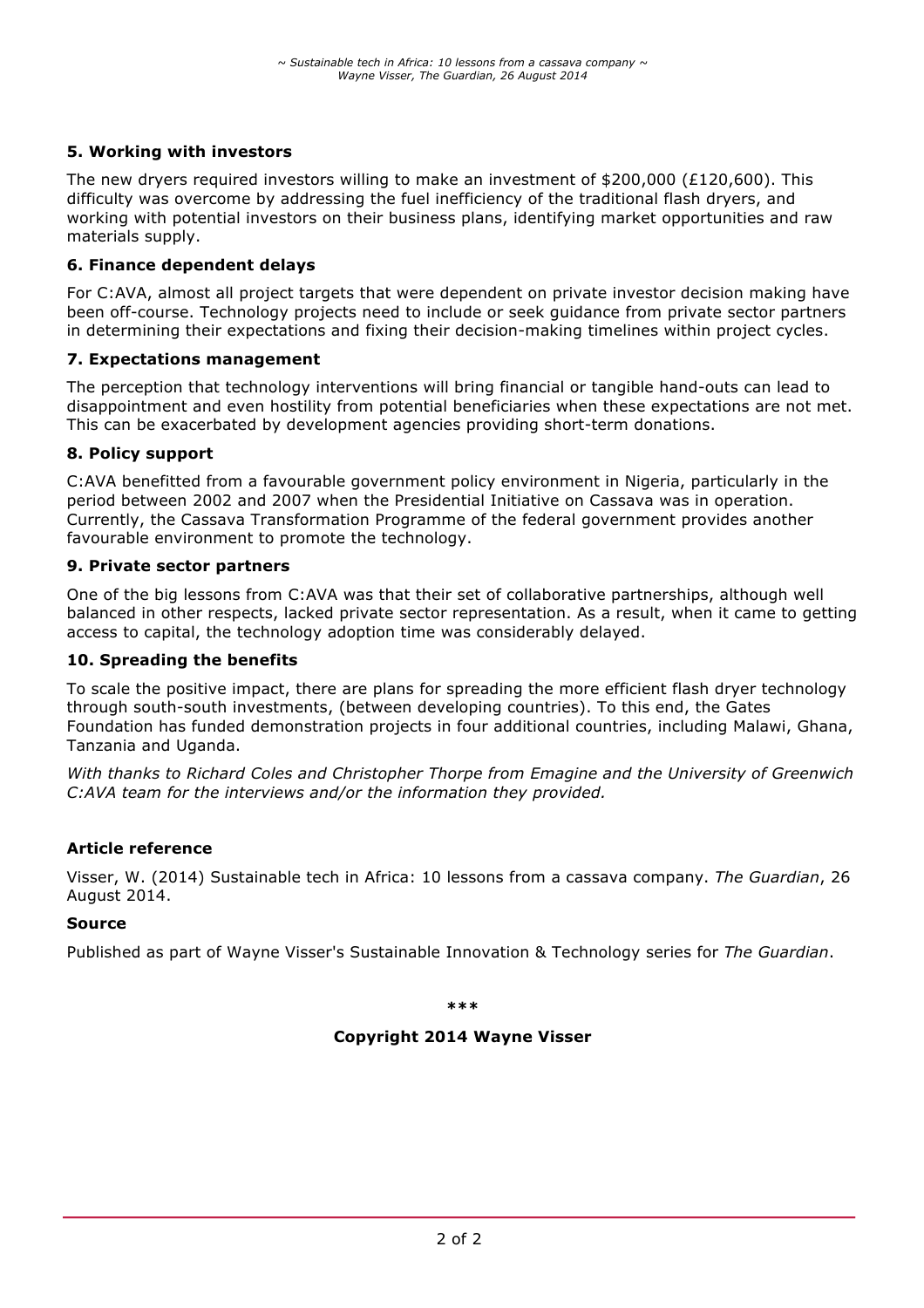### 5. Working with investors

The new dryers required investors willing to make an investment of $200,000 (£120,600). This difficulty was overcome by addressing the fuel inefficiency of the traditional flash dryers, and working with potential investors on their business plans, identifying market opportunities and raw materials supply.

### 6. Finance dependent delays

For C:AVA, almost all project targets that were dependent on private investor decision making have been off-course. Technology projects need to include or seek guidance from private sector partners in determining their expectations and fixing their decision-making timelines within project cycles.

### 7. Expectations management

The perception that technology interventions will bring financial or tangible hand-outs can lead to disappointment and even hostility from potential beneficiaries when these expectations are not met. This can be exacerbated by development agencies providing short-term donations.

### 8. Policy support

C:AVA benefitted from a favourable government policy environment in Nigeria, particularly in the period between 2002 and 2007 when the Presidential Initiative on Cassava was in operation. Currently, the Cassava Transformation Programme of the federal government provides another favourable environment to promote the technology.

### 9. Private sector partners

One of the big lessons from C:AVA was that their set of collaborative partnerships, although well balanced in other respects, lacked private sector representation. As a result, when it came to getting access to capital, the technology adoption time was considerably delayed.

### 10. Spreading the benefits

To scale the positive impact, there are plans for spreading the more efficient flash dryer technology through south-south investments, (between developing countries). To this end, the Gates Foundation has funded demonstration projects in four additional countries, including Malawi, Ghana, Tanzania and Uganda.

*With thanks to Richard Coles and Christopher Thorpe from Emagine and the University of Greenwich C:AVA team for the interviews and/or the information they provided.*

### Article reference

Visser, W. (2014) Sustainable tech in Africa: 10 lessons from a cassava company. *The Guardian*, 26 August 2014.

### Source

Published as part of Wayne Visser's Sustainable Innovation & Technology series for *The Guardian*.

***

**Copyright 2014 Wayne Visser**